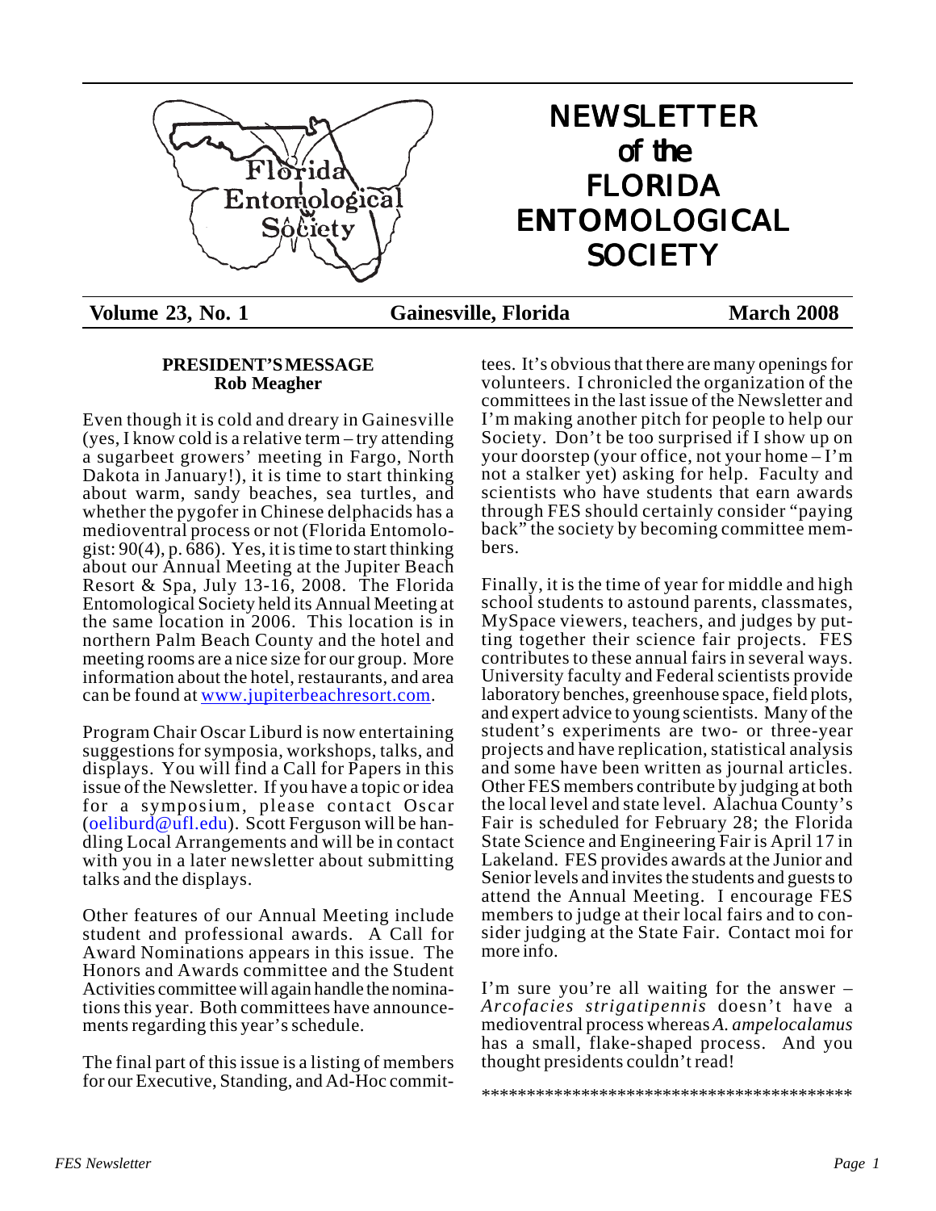# NEWSLETTER of the FLORIDA ENTOMOLOGICAL SOCIETY

**Volume 23, No. 1** | **Gainesville, Florida** | **March 2008**

## PRESIDENT'S MESSAGE

**Rob Meagher**

Even though it is cold and dreary in Gainesville (yes, I know cold is a relative term – try attending a sugarbeet growers' meeting in Fargo, North Dakota in January!), it is time to start thinking about warm, sandy beaches, sea turtles, and whether the pygofer in Chinese delphacids has a medioventral process or not (Florida Entomologist: 90(4), p. 686). Yes, it is time to start thinking about our Annual Meeting at the Jupiter Beach Resort & Spa, July 13-16, 2008. The Florida Entomological Society held its Annual Meeting at the same location in 2006. This location is in northern Palm Beach County and the hotel and meeting rooms are a nice size for our group. More information about the hotel, restaurants, and area can be found at www.jupiterbeachresort.com.

Program Chair Oscar Liburd is now entertaining suggestions for symposia, workshops, talks, and displays. You will find a Call for Papers in this issue of the Newsletter. If you have a topic or idea for a symposium, please contact Oscar (oeliburd@ufl.edu). Scott Ferguson will be handling Local Arrangements and will be in contact with you in a later newsletter about submitting talks and the displays.

Other features of our Annual Meeting include student and professional awards. A Call for Award Nominations appears in this issue. The Honors and Awards committee and the Student Activities committee will again handle the nominations this year. Both committees have announcements regarding this year's schedule.

The final part of this issue is a listing of members for our Executive, Standing, and Ad-Hoc committees. It's obvious that there are many openings for volunteers. I chronicled the organization of the committees in the last issue of the Newsletter and I'm making another pitch for people to help our Society. Don't be too surprised if I show up on your doorstep (your office, not your home – I'm not a stalker yet) asking for help. Faculty and scientists who have students that earn awards through FES should certainly consider "paying back" the society by becoming committee members.

Finally, it is the time of year for middle and high school students to astound parents, classmates, MySpace viewers, teachers, and judges by putting together their science fair projects. FES contributes to these annual fairs in several ways. University faculty and Federal scientists provide laboratory benches, greenhouse space, field plots, and expert advice to young scientists. Many of the student's experiments are two- or three-year projects and have replication, statistical analysis and some have been written as journal articles. Other FES members contribute by judging at both the local level and state level. Alachua County's Fair is scheduled for February 28; the Florida State Science and Engineering Fair is April 17 in Lakeland. FES provides awards at the Junior and Senior levels and invites the students and guests to attend the Annual Meeting. I encourage FES members to judge at their local fairs and to consider judging at the State Fair. Contact moi for more info.

I'm sure you're all waiting for the answer – *Arcofacies strigatipennis* doesn't have a medioventral process whereas *A. ampelocalamus* has a small, flake-shaped process. And you thought presidents couldn't read!

******************************************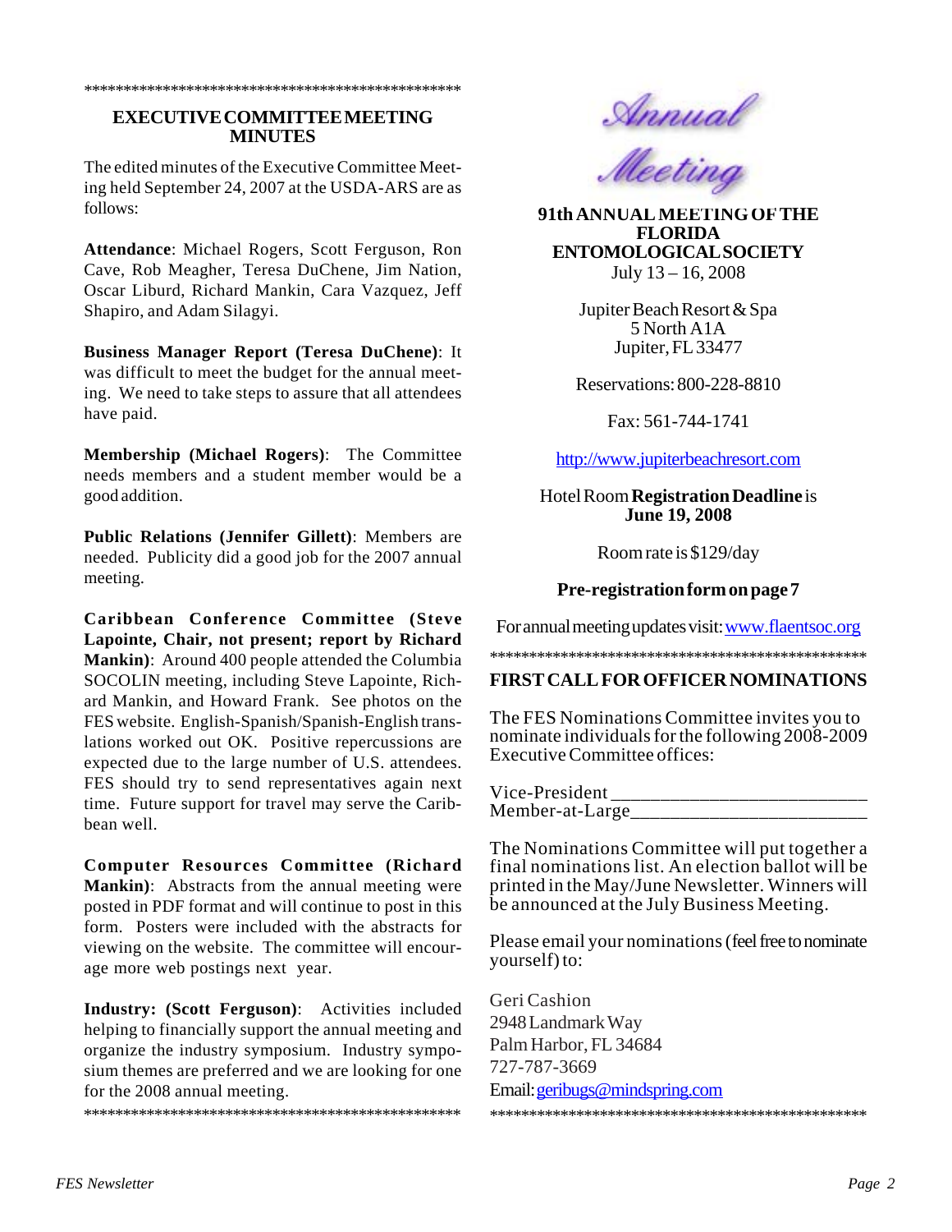\*\*\*\*\*\*\*\*\*\*\*\*\*\*\*\*\*\*\*\*\*\*\*\*\*\*\*\*\*\*\*\*\*\*\*\*\*\*\*\*\*\*\*\*\*\*\*\*\*\*

## EXECUTIVE COMMITTEE MEETING MINUTES

The edited minutes of the Executive Committee Meeting held September 24, 2007 at the USDA-ARS are as follows:

**Attendance**: Michael Rogers, Scott Ferguson, Ron Cave, Rob Meagher, Teresa DuChene, Jim Nation, Oscar Liburd, Richard Mankin, Cara Vazquez, Jeff Shapiro, and Adam Silagyi.

**Business Manager Report (Teresa DuChene)**: It was difficult to meet the budget for the annual meeting. We need to take steps to assure that all attendees have paid.

**Membership (Michael Rogers)**: The Committee needs members and a student member would be a good addition.

**Public Relations (Jennifer Gillett)**: Members are needed. Publicity did a good job for the 2007 annual meeting.

**Caribbean Conference Committee (Steve Lapointe, Chair, not present; report by Richard Mankin)**: Around 400 people attended the Columbia SOCOLIN meeting, including Steve Lapointe, Richard Mankin, and Howard Frank. See photos on the FES website. English-Spanish/Spanish-English translations worked out OK. Positive repercussions are expected due to the large number of U.S. attendees. FES should try to send representatives again next time. Future support for travel may serve the Caribbean well.

**Computer Resources Committee (Richard Mankin)**: Abstracts from the annual meeting were posted in PDF format and will continue to post in this form. Posters were included with the abstracts for viewing on the website. The committee will encourage more web postings next year.

**Industry: (Scott Ferguson)**: Activities included helping to financially support the annual meeting and organize the industry symposium. Industry symposium themes are preferred and we are looking for one for the 2008 annual meeting.

\*\*\*\*\*\*\*\*\*\*\*\*\*\*\*\*\*\*\*\*\*\*\*\*\*\*\*\*\*\*\*\*\*\*\*\*\*\*\*\*\*\*\*\*\*\*\*\*\*\*

*Annual Meeting*

## 91th ANNUAL MEETING OF THE FLORIDA ENTOMOLOGICAL SOCIETY

July 13 – 16, 2008

Jupiter Beach Resort & Spa
5 North A1A
Jupiter, FL 33477

Reservations: 800-228-8810

Fax: 561-744-1741

http://www.jupiterbeachresort.com

Hotel Room **Registration Deadline** is **June 19, 2008**

Room rate is $129/day

**Pre-registration form on page 7**

For annual meeting updates visit: www.flaentsoc.org

\*\*\*\*\*\*\*\*\*\*\*\*\*\*\*\*\*\*\*\*\*\*\*\*\*\*\*\*\*\*\*\*\*\*\*\*\*\*\*\*\*\*\*\*\*\*\*\*\*\*

## FIRST CALL FOR OFFICER NOMINATIONS

The FES Nominations Committee invites you to nominate individuals for the following 2008-2009 Executive Committee offices:

Vice-President \_\_\_\_\_\_\_\_\_\_\_\_\_\_\_\_\_\_\_\_\_\_\_\_\_\_
Member-at-Large\_\_\_\_\_\_\_\_\_\_\_\_\_\_\_\_\_\_\_\_\_\_\_\_\_

The Nominations Committee will put together a final nominations list. An election ballot will be printed in the May/June Newsletter. Winners will be announced at the July Business Meeting.

Please email your nominations (feel free to nominate yourself) to:

Geri Cashion
2948 Landmark Way
Palm Harbor, FL 34684
727-787-3669
Email: geribugs@mindspring.com

\*\*\*\*\*\*\*\*\*\*\*\*\*\*\*\*\*\*\*\*\*\*\*\*\*\*\*\*\*\*\*\*\*\*\*\*\*\*\*\*\*\*\*\*\*\*\*\*\*\*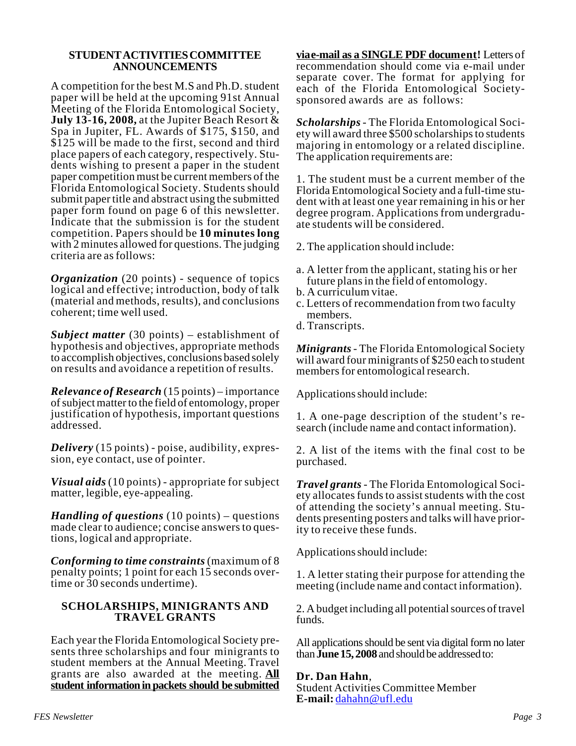## STUDENT ACTIVITIES COMMITTEE ANNOUNCEMENTS

A competition for the best M.S and Ph.D. student paper will be held at the upcoming 91st Annual Meeting of the Florida Entomological Society, **July 13-16, 2008,** at the Jupiter Beach Resort & Spa in Jupiter, FL. Awards of $175, $150, and $125 will be made to the first, second and third place papers of each category, respectively. Students wishing to present a paper in the student paper competition must be current members of the Florida Entomological Society. Students should submit paper title and abstract using the submitted paper form found on page 6 of this newsletter. Indicate that the submission is for the student competition. Papers should be **10 minutes long** with 2 minutes allowed for questions. The judging criteria are as follows:

***Organization*** (20 points) - sequence of topics logical and effective; introduction, body of talk (material and methods, results), and conclusions coherent; time well used.

***Subject matter*** (30 points) – establishment of hypothesis and objectives, appropriate methods to accomplish objectives, conclusions based solely on results and avoidance a repetition of results.

***Relevance of Research*** (15 points) – importance of subject matter to the field of entomology, proper justification of hypothesis, important questions addressed.

***Delivery*** (15 points) - poise, audibility, expression, eye contact, use of pointer.

***Visual aids*** (10 points) - appropriate for subject matter, legible, eye-appealing.

***Handling of questions*** (10 points) – questions made clear to audience; concise answers to questions, logical and appropriate.

***Conforming to time constraints*** (maximum of 8 penalty points; 1 point for each 15 seconds overtime or 30 seconds undertime).

## SCHOLARSHIPS, MINIGRANTS AND TRAVEL GRANTS

Each year the Florida Entomological Society presents three scholarships and four minigrants to student members at the Annual Meeting. Travel grants are also awarded at the meeting. **All student information in packets should be submitted via e-mail as a SINGLE PDF document!** Letters of recommendation should come via e-mail under separate cover. The format for applying for each of the Florida Entomological Society-sponsored awards are as follows:

***Scholarships*** - The Florida Entomological Society will award three $500 scholarships to students majoring in entomology or a related discipline. The application requirements are:

1. The student must be a current member of the Florida Entomological Society and a full-time student with at least one year remaining in his or her degree program. Applications from undergraduate students will be considered.

2. The application should include:

a. A letter from the applicant, stating his or her future plans in the field of entomology.
b. A curriculum vitae.
c. Letters of recommendation from two faculty members.
d. Transcripts.

***Minigrants*** - The Florida Entomological Society will award four minigrants of $250 each to student members for entomological research.

Applications should include:

1. A one-page description of the student's research (include name and contact information).

2. A list of the items with the final cost to be purchased.

***Travel grants*** - The Florida Entomological Society allocates funds to assist students with the cost of attending the society's annual meeting. Students presenting posters and talks will have priority to receive these funds.

Applications should include:

1. A letter stating their purpose for attending the meeting (include name and contact information).

2. A budget including all potential sources of travel funds.

All applications should be sent via digital form no later than **June 15, 2008** and should be addressed to:

**Dr. Dan Hahn**,
Student Activities Committee Member
**E-mail:** dahahn@ufl.edu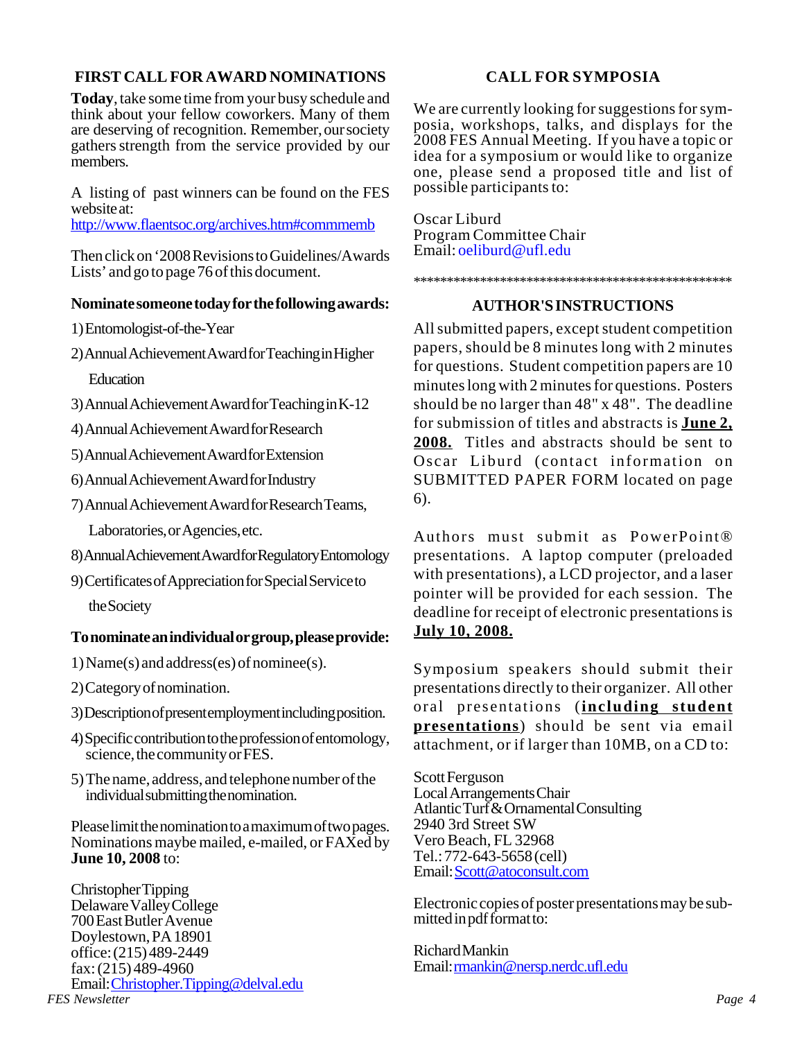## FIRST CALL FOR AWARD NOMINATIONS

**Today**, take some time from your busy schedule and think about your fellow coworkers. Many of them are deserving of recognition. Remember, our society gathers strength from the service provided by our members.

A listing of past winners can be found on the FES website at:
http://www.flaentsoc.org/archives.htm#commmemb

Then click on '2008 Revisions to Guidelines/Awards Lists' and go to page 76 of this document.

**Nominate someone today for the following awards:**

1) Entomologist-of-the-Year
2) Annual Achievement Award for Teaching in Higher Education
3) Annual Achievement Award for Teaching in K-12
4) Annual Achievement Award for Research
5) Annual Achievement Award for Extension
6) Annual Achievement Award for Industry
7) Annual Achievement Award for Research Teams, Laboratories, or Agencies, etc.
8) Annual Achievement Award for Regulatory Entomology
9) Certificates of Appreciation for Special Service to the Society

**To nominate an individual or group, please provide:**

1) Name(s) and address(es) of nominee(s).
2) Category of nomination.
3) Description of present employment including position.
4) Specific contribution to the profession of entomology, science, the community or FES.
5) The name, address, and telephone number of the individual submitting the nomination.

Please limit the nomination to a maximum of two pages. Nominations maybe mailed, e-mailed, or FAXed by **June 10, 2008** to:

Christopher Tipping
Delaware Valley College
700 East Butler Avenue
Doylestown, PA 18901
office: (215) 489-2449
fax: (215) 489-4960
Email: Christopher.Tipping@delval.edu

## CALL FOR SYMPOSIA

We are currently looking for suggestions for symposia, workshops, talks, and displays for the 2008 FES Annual Meeting. If you have a topic or idea for a symposium or would like to organize one, please send a proposed title and list of possible participants to:

Oscar Liburd
Program Committee Chair
Email: oeliburd@ufl.edu

*************************************************

## AUTHOR'S INSTRUCTIONS

All submitted papers, except student competition papers, should be 8 minutes long with 2 minutes for questions. Student competition papers are 10 minutes long with 2 minutes for questions. Posters should be no larger than 48" x 48". The deadline for submission of titles and abstracts is **June 2, 2008.** Titles and abstracts should be sent to Oscar Liburd (contact information on SUBMITTED PAPER FORM located on page 6).

Authors must submit as PowerPoint® presentations. A laptop computer (preloaded with presentations), a LCD projector, and a laser pointer will be provided for each session. The deadline for receipt of electronic presentations is **July 10, 2008.**

Symposium speakers should submit their presentations directly to their organizer. All other oral presentations (**including student presentations**) should be sent via email attachment, or if larger than 10MB, on a CD to:

Scott Ferguson
Local Arrangements Chair
Atlantic Turf & Ornamental Consulting
2940 3rd Street SW
Vero Beach, FL 32968
Tel.: 772-643-5658 (cell)
Email: Scott@atoconsult.com

Electronic copies of poster presentations may be submitted in pdf format to:

Richard Mankin
Email: rmankin@nersp.nerdc.ufl.edu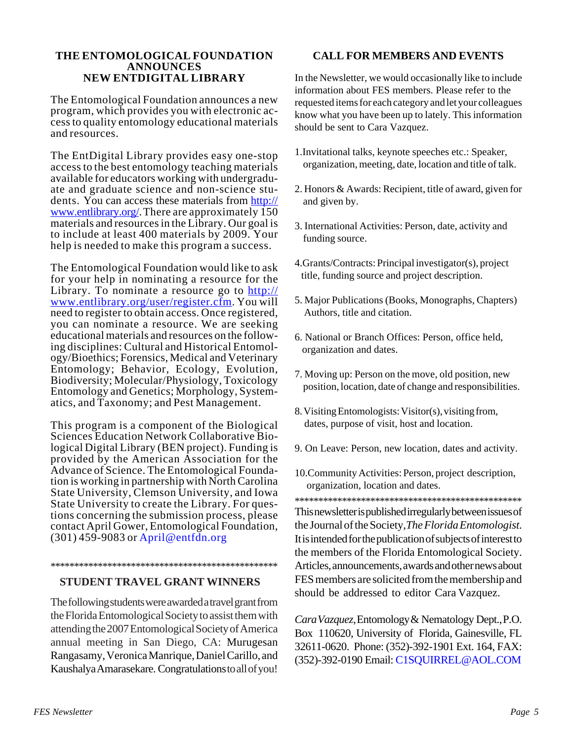## THE ENTOMOLOGICAL FOUNDATION ANNOUNCES NEW ENTDIGITAL LIBRARY

The Entomological Foundation announces a new program, which provides you with electronic access to quality entomology educational materials and resources.

The EntDigital Library provides easy one-stop access to the best entomology teaching materials available for educators working with undergraduate and graduate science and non-science students. You can access these materials from http://www.entlibrary.org/. There are approximately 150 materials and resources in the Library. Our goal is to include at least 400 materials by 2009. Your help is needed to make this program a success.

The Entomological Foundation would like to ask for your help in nominating a resource for the Library. To nominate a resource go to http://www.entlibrary.org/user/register.cfm. You will need to register to obtain access. Once registered, you can nominate a resource. We are seeking educational materials and resources on the following disciplines: Cultural and Historical Entomology/Bioethics; Forensics, Medical and Veterinary Entomology; Behavior, Ecology, Evolution, Biodiversity; Molecular/Physiology, Toxicology Entomology and Genetics; Morphology, Systematics, and Taxonomy; and Pest Management.

This program is a component of the Biological Sciences Education Network Collaborative Biological Digital Library (BEN project). Funding is provided by the American Association for the Advance of Science. The Entomological Foundation is working in partnership with North Carolina State University, Clemson University, and Iowa State University to create the Library. For questions concerning the submission process, please contact April Gower, Entomological Foundation, (301) 459-9083 or April@entfdn.org

\*\*\*\*\*\*\*\*\*\*\*\*\*\*\*\*\*\*\*\*\*\*\*\*\*\*\*\*\*\*\*\*\*\*\*\*\*\*\*\*\*\*\*\*\*\*\*\*\*\*

## STUDENT TRAVEL GRANT WINNERS

The following students were awarded a travel grant from the Florida Entomological Society to assist them with attending the 2007 Entomological Society of America annual meeting in San Diego, CA: Murugesan Rangasamy, Veronica Manrique, Daniel Carillo, and Kaushalya Amarasekare. Congratulations to all of you!

## CALL FOR MEMBERS AND EVENTS

In the Newsletter, we would occasionally like to include information about FES members. Please refer to the requested items for each category and let your colleagues know what you have been up to lately. This information should be sent to Cara Vazquez.

1. Invitational talks, keynote speeches etc.: Speaker, organization, meeting, date, location and title of talk.

2. Honors & Awards: Recipient, title of award, given for and given by.

3. International Activities: Person, date, activity and funding source.

4. Grants/Contracts: Principal investigator(s), project title, funding source and project description.

5. Major Publications (Books, Monographs, Chapters) Authors, title and citation.

6. National or Branch Offices: Person, office held, organization and dates.

7. Moving up: Person on the move, old position, new position, location, date of change and responsibilities.

8. Visiting Entomologists: Visitor(s), visiting from, dates, purpose of visit, host and location.

9. On Leave: Person, new location, dates and activity.

10. Community Activities: Person, project description, organization, location and dates.

\*\*\*\*\*\*\*\*\*\*\*\*\*\*\*\*\*\*\*\*\*\*\*\*\*\*\*\*\*\*\*\*\*\*\*\*\*\*\*\*\*\*\*\*\*\*\*\*\*\*

This newsletter is published irregularly between issues of the Journal of the Society, *The Florida Entomologist*. It is intended for the publication of subjects of interest to the members of the Florida Entomological Society. Articles, announcements, awards and other news about FES members are solicited from the membership and should be addressed to editor Cara Vazquez.

*Cara Vazquez*, Entomology & Nematology Dept., P.O. Box 110620, University of Florida, Gainesville, FL 32611-0620. Phone: (352)-392-1901 Ext. 164, FAX: (352)-392-0190 Email: C1SQUIRREL@AOL.COM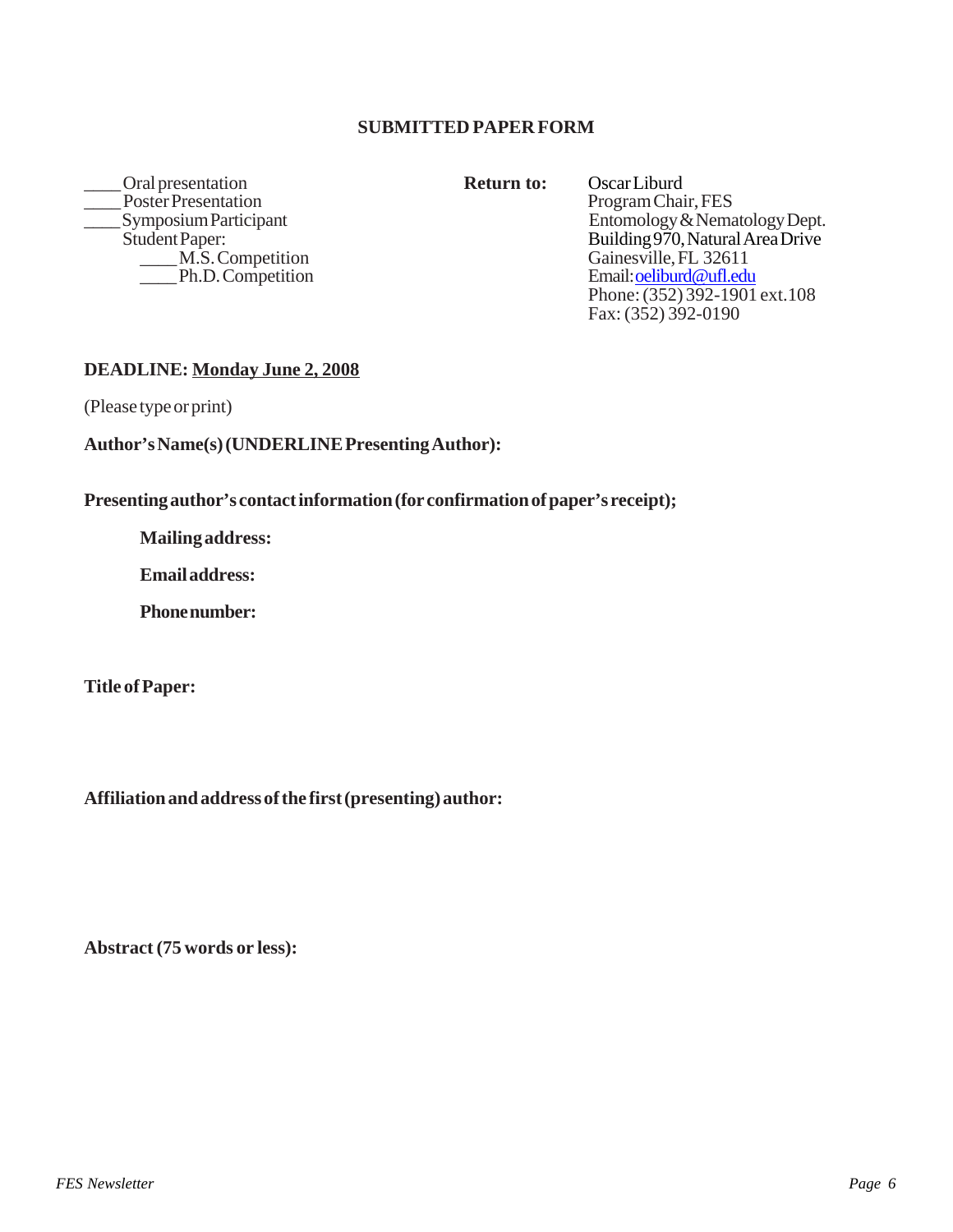## SUBMITTED PAPER FORM

____ Oral presentation
____ Poster Presentation
____ Symposium Participant
Student Paper:
    ____ M.S. Competition
    ____ Ph.D. Competition

**Return to:**
Oscar Liburd
Program Chair, FES
Entomology & Nematology Dept.
Building 970, Natural Area Drive
Gainesville, FL 32611
Email: oeliburd@ufl.edu
Phone: (352) 392-1901 ext.108
Fax: (352) 392-0190

**DEADLINE: Monday June 2, 2008**

(Please type or print)

**Author's Name(s) (UNDERLINE Presenting Author):**

**Presenting author's contact information (for confirmation of paper's receipt);**

**Mailing address:**

**Email address:**

**Phone number:**

**Title of Paper:**

**Affiliation and address of the first (presenting) author:**

**Abstract (75 words or less):**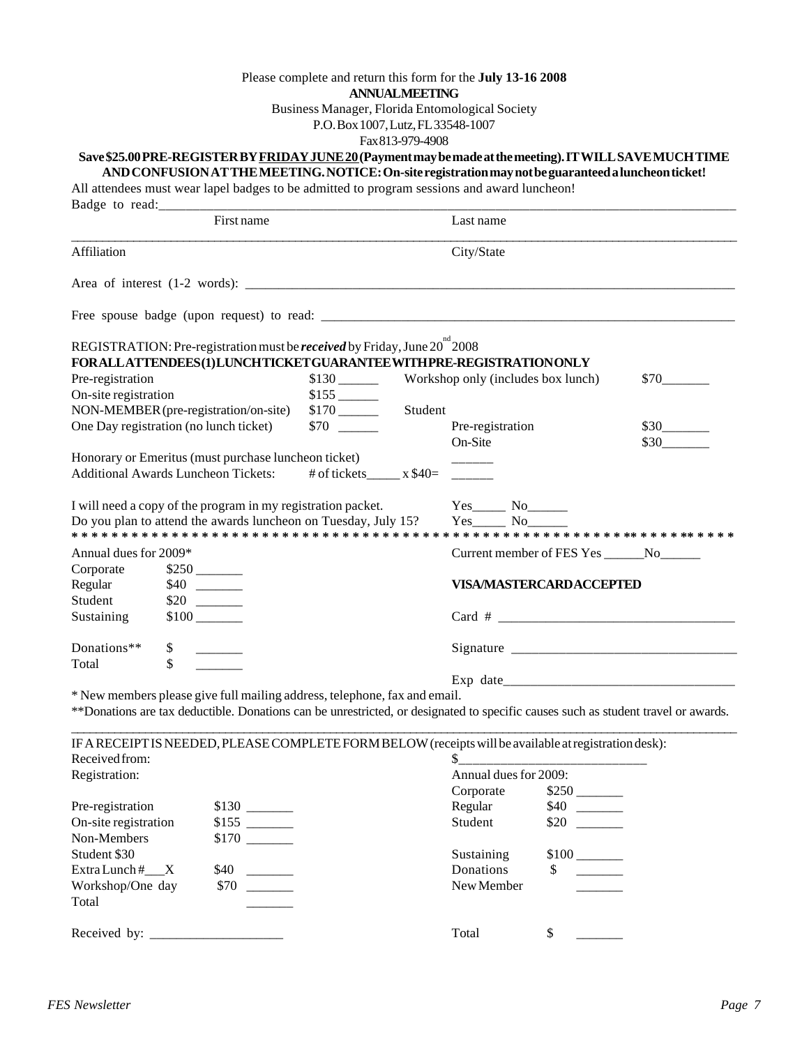Please complete and return this form for the **July 13-16 2008**

**ANNUAL MEETING**

Business Manager, Florida Entomological Society
P.O. Box 1007, Lutz, FL 33548-1007
Fax 813-979-4908

**Save $25.00 PRE-REGISTER BY <u>FRIDAY JUNE 20</u> (Payment may be made at the meeting). IT WILL SAVE MUCH TIME AND CONFUSION AT THE MEETING. NOTICE: On-site registration may not be guaranteed a luncheon ticket!**

All attendees must wear lapel badges to be admitted to program sessions and award luncheon!

Badge to read:______________________________________________________________________

First name Last name

______________________________________________________________________

Affiliation City/State

Area of interest (1-2 words): ______________________________________________________

Free spouse badge (upon request) to read: ____________________________________________

REGISTRATION: Pre-registration must be ***received*** by Friday, June 20nd 2008

**FOR ALL ATTENDEES (1) LUNCH TICKET GUARANTEE WITH PRE-REGISTRATION ONLY**

| | | | |
|---|---|---|---|
| Pre-registration | $130 ______ | Workshop only (includes box lunch) | $70_______ |
| On-site registration | $155 ______ | | |
| NON-MEMBER (pre-registration/on-site) | $170 ______ | Student | |
| One Day registration (no lunch ticket) | $70 ______ | Pre-registration | $30_______ |
| | | On-Site | $30_______ |

Honorary or Emeritus (must purchase luncheon ticket) ______

Additional Awards Luncheon Tickets: # of tickets_____ x $40= ______

I will need a copy of the program in my registration packet. Yes_____ No______

Do you plan to attend the awards luncheon on Tuesday, July 15? Yes_____ No______

* * * * * * * * * * * * * * * * * * * * * * * * * * * * * * * * * * * * * * * * * * * * * * * * * * * * * * * * * * * * * * *

Annual dues for 2009*

| | |
|---|---|
| Corporate | $250 _______ |
| Regular | $40 _______ |
| Student | $20 _______ |
| Sustaining | $100 _______ |
| Donations** | $ _______ |
| Total | $ _______ |

Current member of FES Yes ______No______

**VISA/MASTERCARD ACCEPTED**

Card # ___________________________________

Signature _________________________________

Exp date__________________________________

* New members please give full mailing address, telephone, fax and email.

**Donations are tax deductible. Donations can be unrestricted, or designated to specific causes such as student travel or awards.

______________________________________________________________________

IF A RECEIPT IS NEEDED, PLEASE COMPLETE FORM BELOW (receipts will be available at registration desk):

Received from: $___________________________

| Registration: | | Annual dues for 2009: | |
|---|---|---|---|
| | | Corporate | $250 _______ |
| Pre-registration | $130 _______ | Regular | $40 _______ |
| On-site registration | $155 _______ | Student | $20 _______ |
| Non-Members | $170 _______ | | |
| Student $30 | | Sustaining | $100 _______ |
| Extra Lunch #___X | $40 _______ | Donations | $ _______ |
| Workshop/One day | $70 _______ | New Member | _______ |
| Total | _______ | | |

Received by: ____________________ Total $ _______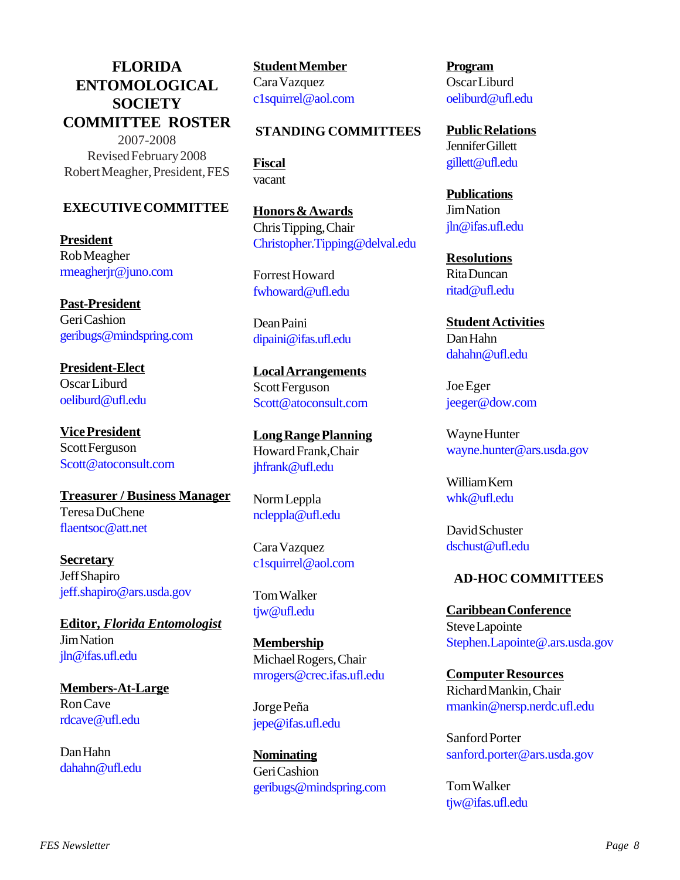# FLORIDA ENTOMOLOGICAL SOCIETY COMMITTEE ROSTER

2007-2008
Revised February 2008
Robert Meagher, President, FES

## EXECUTIVE COMMITTEE

**President**
Rob Meagher
rmeagherjr@juno.com

**Past-President**
Geri Cashion
geribugs@mindspring.com

**President-Elect**
Oscar Liburd
oeliburd@ufl.edu

**Vice President**
Scott Ferguson
Scott@atoconsult.com

**Treasurer / Business Manager**
Teresa DuChene
flaentsoc@att.net

**Secretary**
Jeff Shapiro
jeff.shapiro@ars.usda.gov

**Editor, *Florida Entomologist***
Jim Nation
jln@ifas.ufl.edu

**Members-At-Large**
Ron Cave
rdcave@ufl.edu

Dan Hahn
dahahn@ufl.edu

**Student Member**
Cara Vazquez
c1squirrel@aol.com

## STANDING COMMITTEES

**Fiscal**
vacant

**Honors & Awards**
Chris Tipping, Chair
Christopher.Tipping@delval.edu

Forrest Howard
fwhoward@ufl.edu

Dean Paini
dipaini@ifas.ufl.edu

**Local Arrangements**
Scott Ferguson
Scott@atoconsult.com

**Long Range Planning**
Howard Frank, Chair
jhfrank@ufl.edu

Norm Leppla
ncleppla@ufl.edu

Cara Vazquez
c1squirrel@aol.com

Tom Walker
tjw@ufl.edu

**Membership**
Michael Rogers, Chair
mrogers@crec.ifas.ufl.edu

Jorge Peña
jepe@ifas.ufl.edu

**Nominating**
Geri Cashion
geribugs@mindspring.com

**Program**
Oscar Liburd
oeliburd@ufl.edu

**Public Relations**
Jennifer Gillett
gillett@ufl.edu

**Publications**
Jim Nation
jln@ifas.ufl.edu

**Resolutions**
Rita Duncan
ritad@ufl.edu

**Student Activities**
Dan Hahn
dahahn@ufl.edu

Joe Eger
jeeger@dow.com

Wayne Hunter
wayne.hunter@ars.usda.gov

William Kern
whk@ufl.edu

David Schuster
dschust@ufl.edu

## AD-HOC COMMITTEES

**Caribbean Conference**
Steve Lapointe
Stephen.Lapointe@.ars.usda.gov

**Computer Resources**
Richard Mankin, Chair
rmankin@nersp.nerdc.ufl.edu

Sanford Porter
sanford.porter@ars.usda.gov

Tom Walker
tjw@ifas.ufl.edu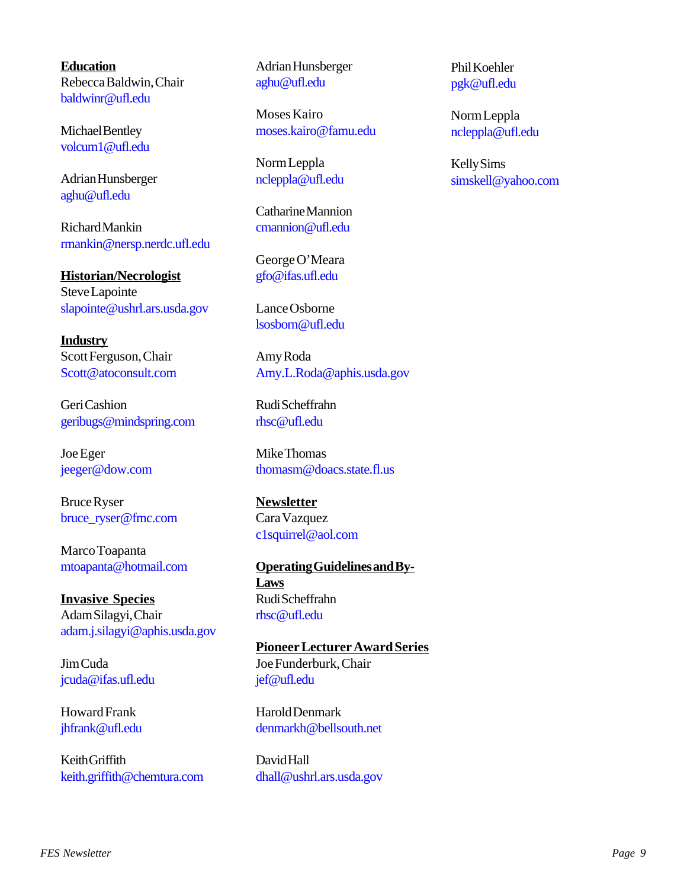**Education**

Rebecca Baldwin, Chair
baldwinr@ufl.edu

Michael Bentley
volcum1@ufl.edu

Adrian Hunsberger
aghu@ufl.edu

Richard Mankin
rmankin@nersp.nerdc.ufl.edu

**Historian/Necrologist**

Steve Lapointe
slapointe@ushrl.ars.usda.gov

**Industry**

Scott Ferguson, Chair
Scott@atoconsult.com

Geri Cashion
geribugs@mindspring.com

Joe Eger
jeeger@dow.com

Bruce Ryser
bruce_ryser@fmc.com

Marco Toapanta
mtoapanta@hotmail.com

**Invasive Species**

Adam Silagyi, Chair
adam.j.silagyi@aphis.usda.gov

Jim Cuda
jcuda@ifas.ufl.edu

Howard Frank
jhfrank@ufl.edu

Keith Griffith
keith.griffith@chemtura.com

Adrian Hunsberger
aghu@ufl.edu

Moses Kairo
moses.kairo@famu.edu

Norm Leppla
ncleppla@ufl.edu

Catharine Mannion
cmannion@ufl.edu

George O'Meara
gfo@ifas.ufl.edu

Lance Osborne
lsosborn@ufl.edu

Amy Roda
Amy.L.Roda@aphis.usda.gov

Rudi Scheffrahn
rhsc@ufl.edu

Mike Thomas
thomasm@doacs.state.fl.us

**Newsletter**

Cara Vazquez
c1squirrel@aol.com

**Operating Guidelines and By-Laws**

Rudi Scheffrahn
rhsc@ufl.edu

**Pioneer Lecturer Award Series**

Joe Funderburk, Chair
jef@ufl.edu

Harold Denmark
denmarkh@bellsouth.net

David Hall
dhall@ushrl.ars.usda.gov

Phil Koehler
pgk@ufl.edu

Norm Leppla
ncleppla@ufl.edu

Kelly Sims
simskell@yahoo.com